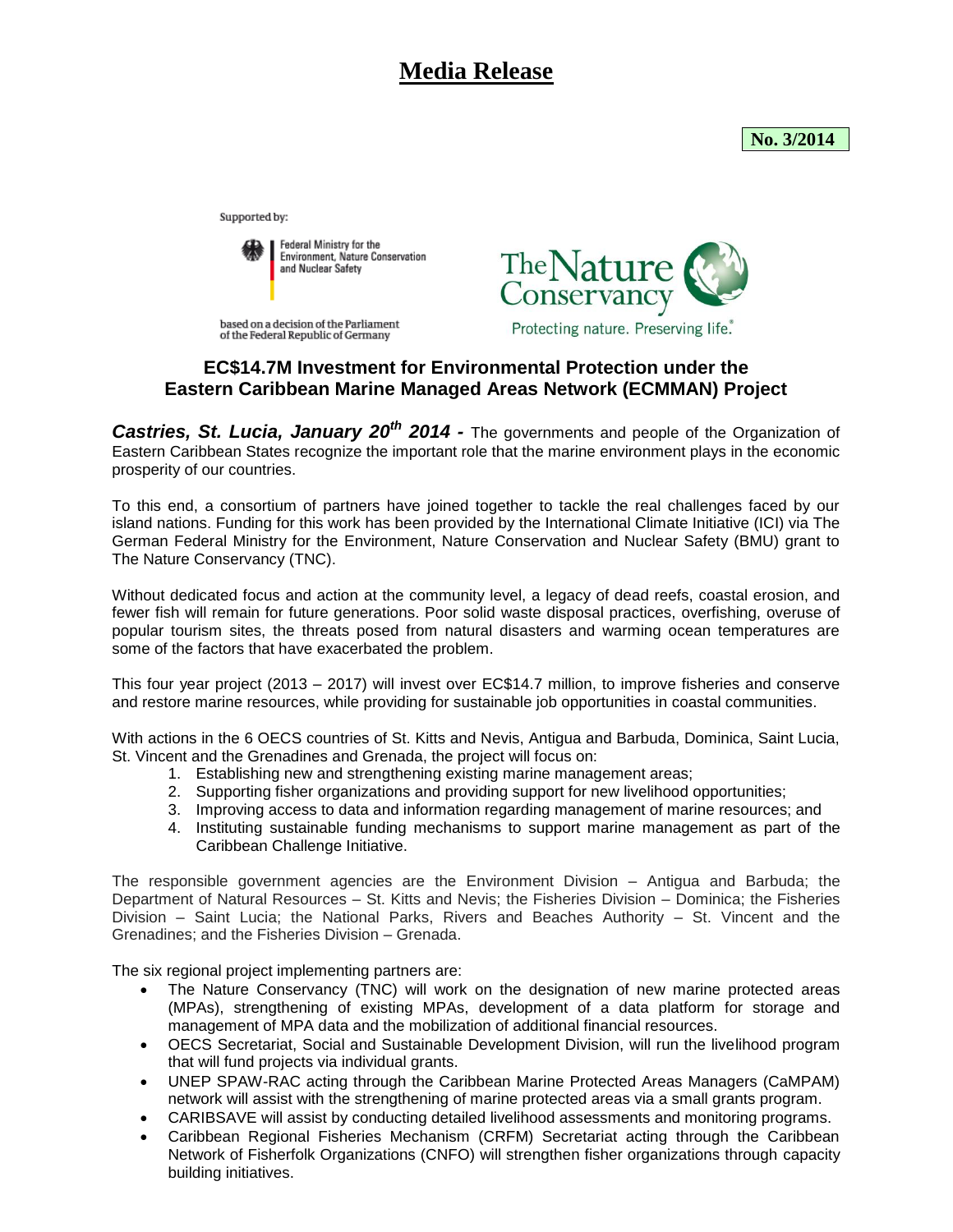# Media Release

**No. 3/2014**

Supported by:

Federal Ministry for the Environment, Nature Conservation and Nuclear Safety

based on a decision of the Parliament of the Federal Republic of Germany

The Nature Conservancy
Protecting nature. Preserving life.

## EC$14.7M Investment for Environmental Protection under the Eastern Caribbean Marine Managed Areas Network (ECMMAN) Project

***Castries, St. Lucia, January 20th 2014 -*** The governments and people of the Organization of Eastern Caribbean States recognize the important role that the marine environment plays in the economic prosperity of our countries.

To this end, a consortium of partners have joined together to tackle the real challenges faced by our island nations. Funding for this work has been provided by the International Climate Initiative (ICI) via The German Federal Ministry for the Environment, Nature Conservation and Nuclear Safety (BMU) grant to The Nature Conservancy (TNC).

Without dedicated focus and action at the community level, a legacy of dead reefs, coastal erosion, and fewer fish will remain for future generations. Poor solid waste disposal practices, overfishing, overuse of popular tourism sites, the threats posed from natural disasters and warming ocean temperatures are some of the factors that have exacerbated the problem.

This four year project (2013 – 2017) will invest over EC$14.7 million, to improve fisheries and conserve and restore marine resources, while providing for sustainable job opportunities in coastal communities.

With actions in the 6 OECS countries of St. Kitts and Nevis, Antigua and Barbuda, Dominica, Saint Lucia, St. Vincent and the Grenadines and Grenada, the project will focus on:

1. Establishing new and strengthening existing marine management areas;
2. Supporting fisher organizations and providing support for new livelihood opportunities;
3. Improving access to data and information regarding management of marine resources; and
4. Instituting sustainable funding mechanisms to support marine management as part of the Caribbean Challenge Initiative.

The responsible government agencies are the Environment Division – Antigua and Barbuda; the Department of Natural Resources – St. Kitts and Nevis; the Fisheries Division – Dominica; the Fisheries Division – Saint Lucia; the National Parks, Rivers and Beaches Authority – St. Vincent and the Grenadines; and the Fisheries Division – Grenada.

The six regional project implementing partners are:

- The Nature Conservancy (TNC) will work on the designation of new marine protected areas (MPAs), strengthening of existing MPAs, development of a data platform for storage and management of MPA data and the mobilization of additional financial resources.
- OECS Secretariat, Social and Sustainable Development Division, will run the livelihood program that will fund projects via individual grants.
- UNEP SPAW-RAC acting through the Caribbean Marine Protected Areas Managers (CaMPAM) network will assist with the strengthening of marine protected areas via a small grants program.
- CARIBSAVE will assist by conducting detailed livelihood assessments and monitoring programs.
- Caribbean Regional Fisheries Mechanism (CRFM) Secretariat acting through the Caribbean Network of Fisherfolk Organizations (CNFO) will strengthen fisher organizations through capacity building initiatives.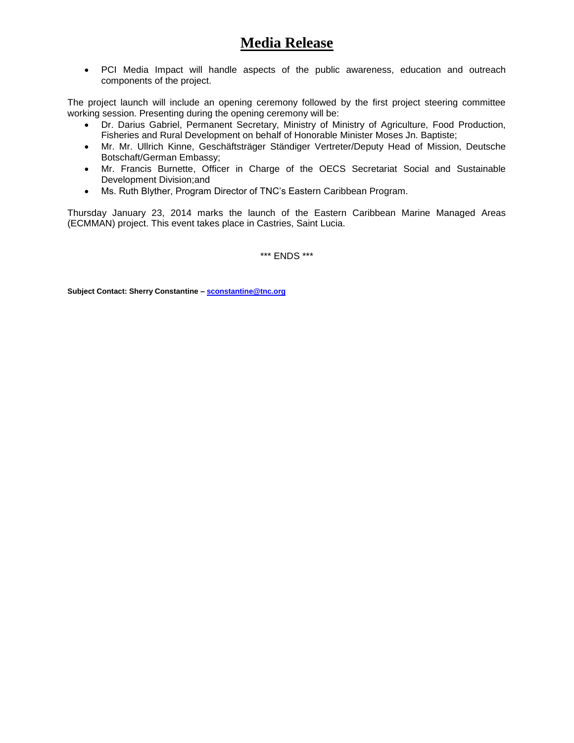# Media Release

- PCI Media Impact will handle aspects of the public awareness, education and outreach components of the project.

The project launch will include an opening ceremony followed by the first project steering committee working session. Presenting during the opening ceremony will be:

- Dr. Darius Gabriel, Permanent Secretary, Ministry of Ministry of Agriculture, Food Production, Fisheries and Rural Development on behalf of Honorable Minister Moses Jn. Baptiste;
- Mr. Mr. Ullrich Kinne, Geschäftsträger Ständiger Vertreter/Deputy Head of Mission, Deutsche Botschaft/German Embassy;
- Mr. Francis Burnette, Officer in Charge of the OECS Secretariat Social and Sustainable Development Division;and
- Ms. Ruth Blyther, Program Director of TNC's Eastern Caribbean Program.

Thursday January 23, 2014 marks the launch of the Eastern Caribbean Marine Managed Areas (ECMMAN) project. This event takes place in Castries, Saint Lucia.

*** ENDS ***

**Subject Contact: Sherry Constantine – sconstantine@tnc.org**